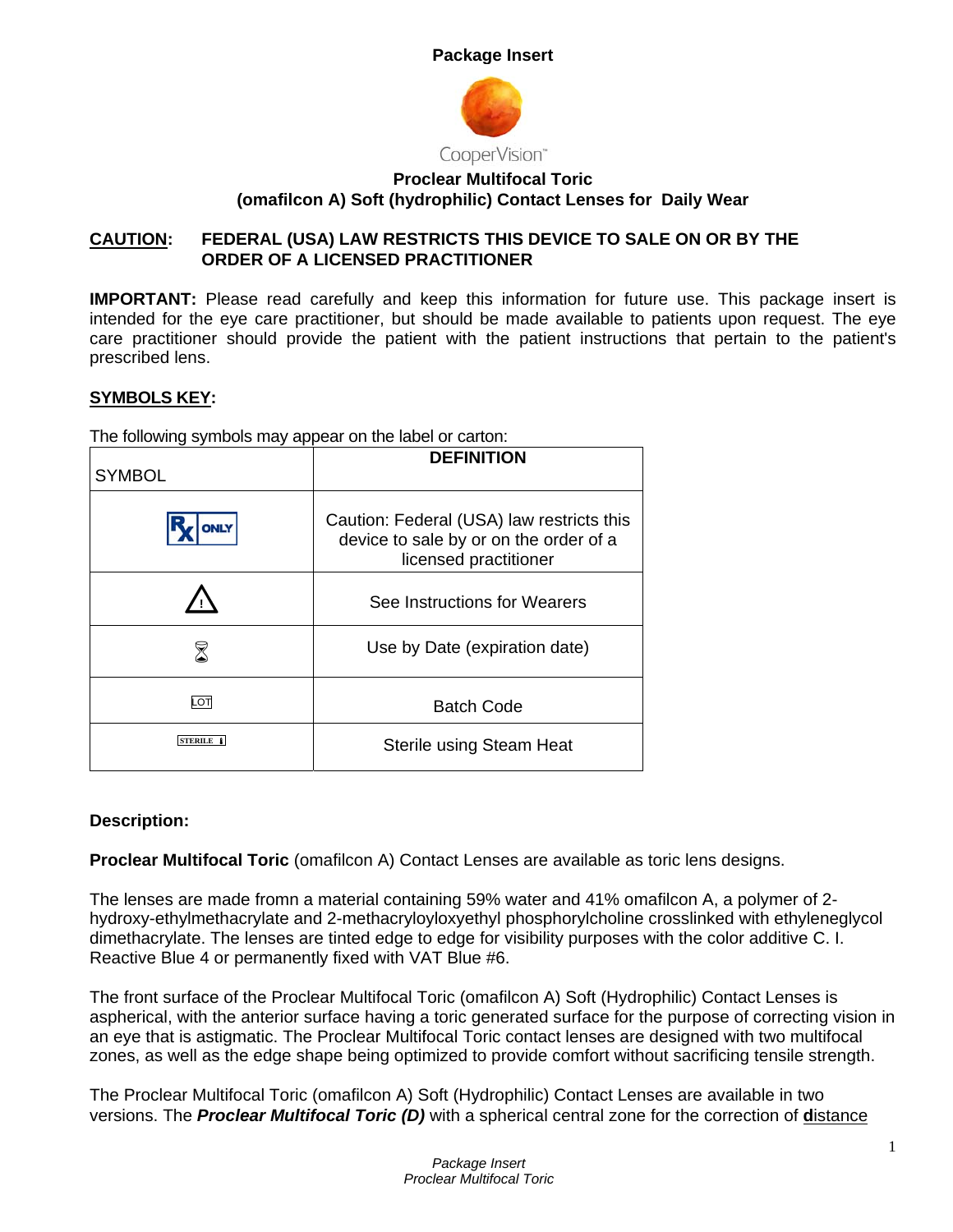**Package Insert**

CooperVision™

**Proclear Multifocal Toric**
**(omafilcon A) Soft (hydrophilic) Contact Lenses for Daily Wear**

**CAUTION:** **FEDERAL (USA) LAW RESTRICTS THIS DEVICE TO SALE ON OR BY THE ORDER OF A LICENSED PRACTITIONER**

**IMPORTANT:** Please read carefully and keep this information for future use. This package insert is intended for the eye care practitioner, but should be made available to patients upon request. The eye care practitioner should provide the patient with the patient instructions that pertain to the patient's prescribed lens.

**SYMBOLS KEY:**

The following symbols may appear on the label or carton:

| SYMBOL | DEFINITION |
|---|---|
| Rx ONLY | Caution: Federal (USA) law restricts this device to sale by or on the order of a licensed practitioner |
| ⚠ | See Instructions for Wearers |
| ⌛ | Use by Date (expiration date) |
| LOT | Batch Code |
| STERILE | Sterile using Steam Heat |

**Description:**

**Proclear Multifocal Toric** (omafilcon A) Contact Lenses are available as toric lens designs.

The lenses are made fromn a material containing 59% water and 41% omafilcon A, a polymer of 2-hydroxy-ethylmethacrylate and 2-methacryloyloxyethyl phosphorylcholine crosslinked with ethyleneglycol dimethacrylate. The lenses are tinted edge to edge for visibility purposes with the color additive C. I. Reactive Blue 4 or permanently fixed with VAT Blue #6.

The front surface of the Proclear Multifocal Toric (omafilcon A) Soft (Hydrophilic) Contact Lenses is aspherical, with the anterior surface having a toric generated surface for the purpose of correcting vision in an eye that is astigmatic. The Proclear Multifocal Toric contact lenses are designed with two multifocal zones, as well as the edge shape being optimized to provide comfort without sacrificing tensile strength.

The Proclear Multifocal Toric (omafilcon A) Soft (Hydrophilic) Contact Lenses are available in two versions. The ***Proclear Multifocal Toric (D)*** with a spherical central zone for the correction of **d**istance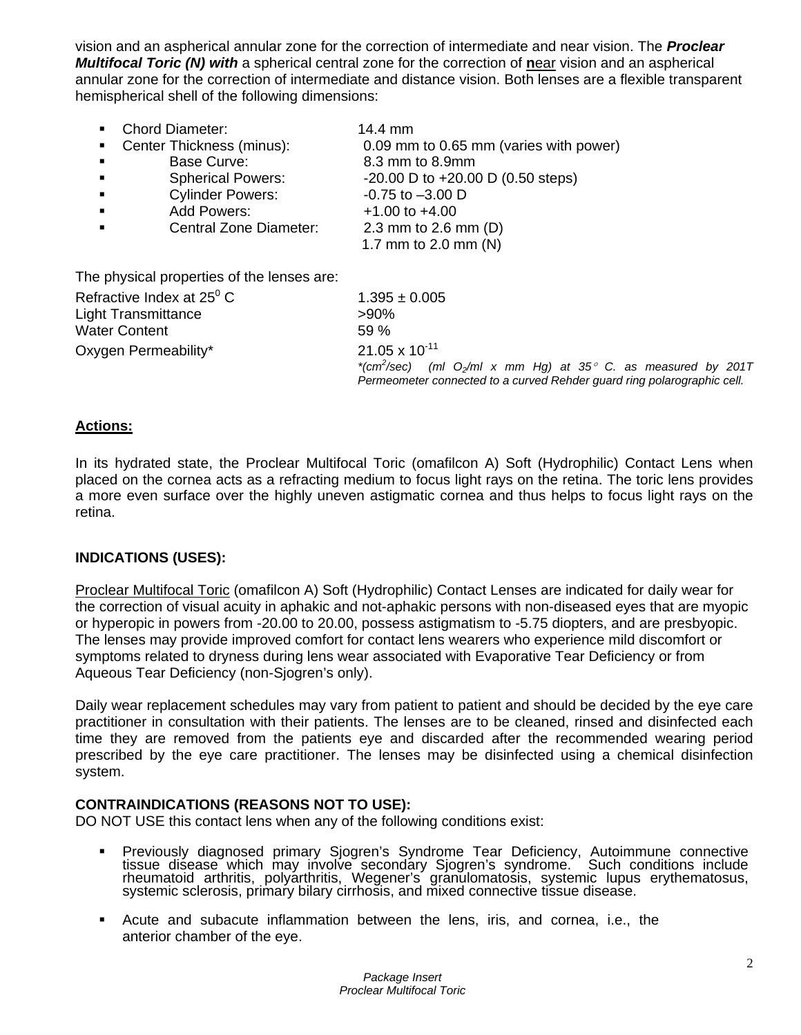vision and an aspherical annular zone for the correction of intermediate and near vision. The ***Proclear Multifocal Toric (N) with*** a spherical central zone for the correction of **n**ear vision and an aspherical annular zone for the correction of intermediate and distance vision. Both lenses are a flexible transparent hemispherical shell of the following dimensions:

- Chord Diameter: 14.4 mm
- Center Thickness (minus): 0.09 mm to 0.65 mm (varies with power)
- Base Curve: 8.3 mm to 8.9mm
- Spherical Powers: -20.00 D to +20.00 D (0.50 steps)
- Cylinder Powers: -0.75 to –3.00 D
- Add Powers: +1.00 to +4.00
- Central Zone Diameter: 2.3 mm to 2.6 mm (D)
  1.7 mm to 2.0 mm (N)

The physical properties of the lenses are:

| | |
|---|---|
| Refractive Index at $25^0$ C | 1.395 ± 0.005 |
| Light Transmittance | >90% |
| Water Content | 59 % |
| Oxygen Permeability* | $21.05 \times 10^{-11}$ |

*\*($cm^2$/sec) (ml $O_2$/ml x mm Hg) at 35° C. as measured by 201T Permeometer connected to a curved Rehder guard ring polarographic cell.*

## Actions:

In its hydrated state, the Proclear Multifocal Toric (omafilcon A) Soft (Hydrophilic) Contact Lens when placed on the cornea acts as a refracting medium to focus light rays on the retina. The toric lens provides a more even surface over the highly uneven astigmatic cornea and thus helps to focus light rays on the retina.

## INDICATIONS (USES):

Proclear Multifocal Toric (omafilcon A) Soft (Hydrophilic) Contact Lenses are indicated for daily wear for the correction of visual acuity in aphakic and not-aphakic persons with non-diseased eyes that are myopic or hyperopic in powers from -20.00 to 20.00, possess astigmatism to -5.75 diopters, and are presbyopic. The lenses may provide improved comfort for contact lens wearers who experience mild discomfort or symptoms related to dryness during lens wear associated with Evaporative Tear Deficiency or from Aqueous Tear Deficiency (non-Sjogren's only).

Daily wear replacement schedules may vary from patient to patient and should be decided by the eye care practitioner in consultation with their patients. The lenses are to be cleaned, rinsed and disinfected each time they are removed from the patients eye and discarded after the recommended wearing period prescribed by the eye care practitioner. The lenses may be disinfected using a chemical disinfection system.

## CONTRAINDICATIONS (REASONS NOT TO USE):

DO NOT USE this contact lens when any of the following conditions exist:

- Previously diagnosed primary Sjogren's Syndrome Tear Deficiency, Autoimmune connective tissue disease which may involve secondary Sjogren's syndrome. Such conditions include rheumatoid arthritis, polyarthritis, Wegener's granulomatosis, systemic lupus erythematosus, systemic sclerosis, primary bilary cirrhosis, and mixed connective tissue disease.
- Acute and subacute inflammation between the lens, iris, and cornea, i.e., the anterior chamber of the eye.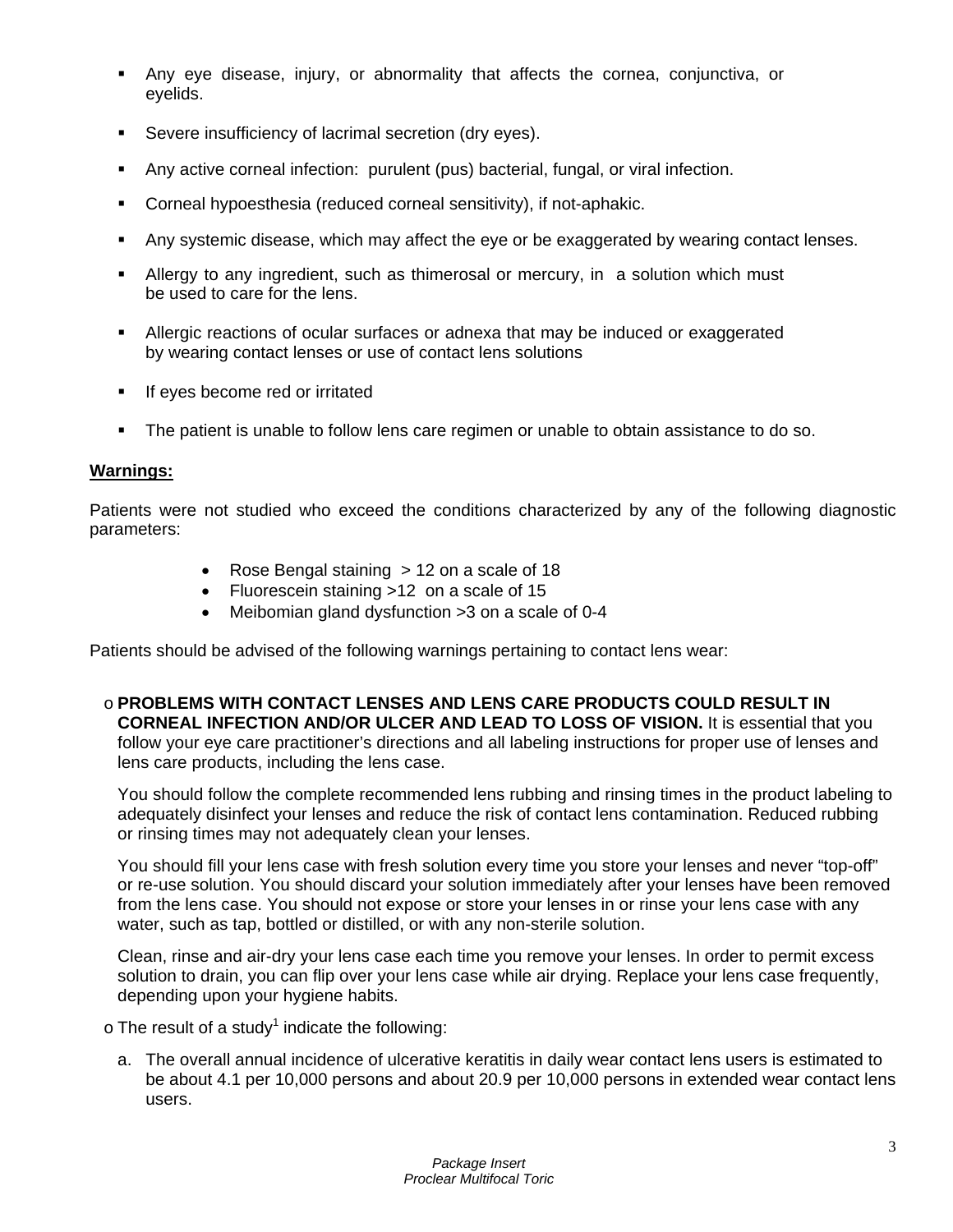- Any eye disease, injury, or abnormality that affects the cornea, conjunctiva, or eyelids.
- Severe insufficiency of lacrimal secretion (dry eyes).
- Any active corneal infection: purulent (pus) bacterial, fungal, or viral infection.
- Corneal hypoesthesia (reduced corneal sensitivity), if not-aphakic.
- Any systemic disease, which may affect the eye or be exaggerated by wearing contact lenses.
- Allergy to any ingredient, such as thimerosal or mercury, in a solution which must be used to care for the lens.
- Allergic reactions of ocular surfaces or adnexa that may be induced or exaggerated by wearing contact lenses or use of contact lens solutions
- If eyes become red or irritated
- The patient is unable to follow lens care regimen or unable to obtain assistance to do so.

**Warnings:**

Patients were not studied who exceed the conditions characterized by any of the following diagnostic parameters:

- Rose Bengal staining > 12 on a scale of 18
- Fluorescein staining >12 on a scale of 15
- Meibomian gland dysfunction >3 on a scale of 0-4

Patients should be advised of the following warnings pertaining to contact lens wear:

- **PROBLEMS WITH CONTACT LENSES AND LENS CARE PRODUCTS COULD RESULT IN CORNEAL INFECTION AND/OR ULCER AND LEAD TO LOSS OF VISION.** It is essential that you follow your eye care practitioner's directions and all labeling instructions for proper use of lenses and lens care products, including the lens case.

  You should follow the complete recommended lens rubbing and rinsing times in the product labeling to adequately disinfect your lenses and reduce the risk of contact lens contamination. Reduced rubbing or rinsing times may not adequately clean your lenses.

  You should fill your lens case with fresh solution every time you store your lenses and never "top-off" or re-use solution. You should discard your solution immediately after your lenses have been removed from the lens case. You should not expose or store your lenses in or rinse your lens case with any water, such as tap, bottled or distilled, or with any non-sterile solution.

  Clean, rinse and air-dry your lens case each time you remove your lenses. In order to permit excess solution to drain, you can flip over your lens case while air drying. Replace your lens case frequently, depending upon your hygiene habits.

- The result of a study[1] indicate the following:

  a. The overall annual incidence of ulcerative keratitis in daily wear contact lens users is estimated to be about 4.1 per 10,000 persons and about 20.9 per 10,000 persons in extended wear contact lens users.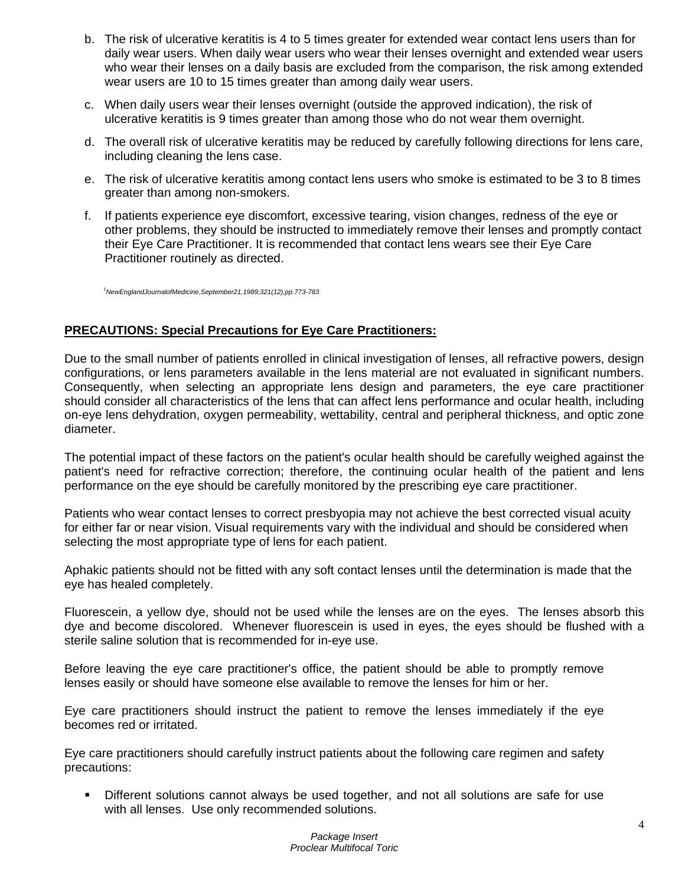b. The risk of ulcerative keratitis is 4 to 5 times greater for extended wear contact lens users than for daily wear users. When daily wear users who wear their lenses overnight and extended wear users who wear their lenses on a daily basis are excluded from the comparison, the risk among extended wear users are 10 to 15 times greater than among daily wear users.

c. When daily users wear their lenses overnight (outside the approved indication), the risk of ulcerative keratitis is 9 times greater than among those who do not wear them overnight.

d. The overall risk of ulcerative keratitis may be reduced by carefully following directions for lens care, including cleaning the lens case.

e. The risk of ulcerative keratitis among contact lens users who smoke is estimated to be 3 to 8 times greater than among non-smokers.

f. If patients experience eye discomfort, excessive tearing, vision changes, redness of the eye or other problems, they should be instructed to immediately remove their lenses and promptly contact their Eye Care Practitioner. It is recommended that contact lens wears see their Eye Care Practitioner routinely as directed.

[1]*NewEnglandJournalofMedicine,September21,1989;321(12),pp.773-783*

**PRECAUTIONS: Special Precautions for Eye Care Practitioners:**

Due to the small number of patients enrolled in clinical investigation of lenses, all refractive powers, design configurations, or lens parameters available in the lens material are not evaluated in significant numbers. Consequently, when selecting an appropriate lens design and parameters, the eye care practitioner should consider all characteristics of the lens that can affect lens performance and ocular health, including on-eye lens dehydration, oxygen permeability, wettability, central and peripheral thickness, and optic zone diameter.

The potential impact of these factors on the patient's ocular health should be carefully weighed against the patient's need for refractive correction; therefore, the continuing ocular health of the patient and lens performance on the eye should be carefully monitored by the prescribing eye care practitioner.

Patients who wear contact lenses to correct presbyopia may not achieve the best corrected visual acuity for either far or near vision. Visual requirements vary with the individual and should be considered when selecting the most appropriate type of lens for each patient.

Aphakic patients should not be fitted with any soft contact lenses until the determination is made that the eye has healed completely.

Fluorescein, a yellow dye, should not be used while the lenses are on the eyes. The lenses absorb this dye and become discolored. Whenever fluorescein is used in eyes, the eyes should be flushed with a sterile saline solution that is recommended for in-eye use.

Before leaving the eye care practitioner's office, the patient should be able to promptly remove lenses easily or should have someone else available to remove the lenses for him or her.

Eye care practitioners should instruct the patient to remove the lenses immediately if the eye becomes red or irritated.

Eye care practitioners should carefully instruct patients about the following care regimen and safety precautions:

- Different solutions cannot always be used together, and not all solutions are safe for use with all lenses. Use only recommended solutions.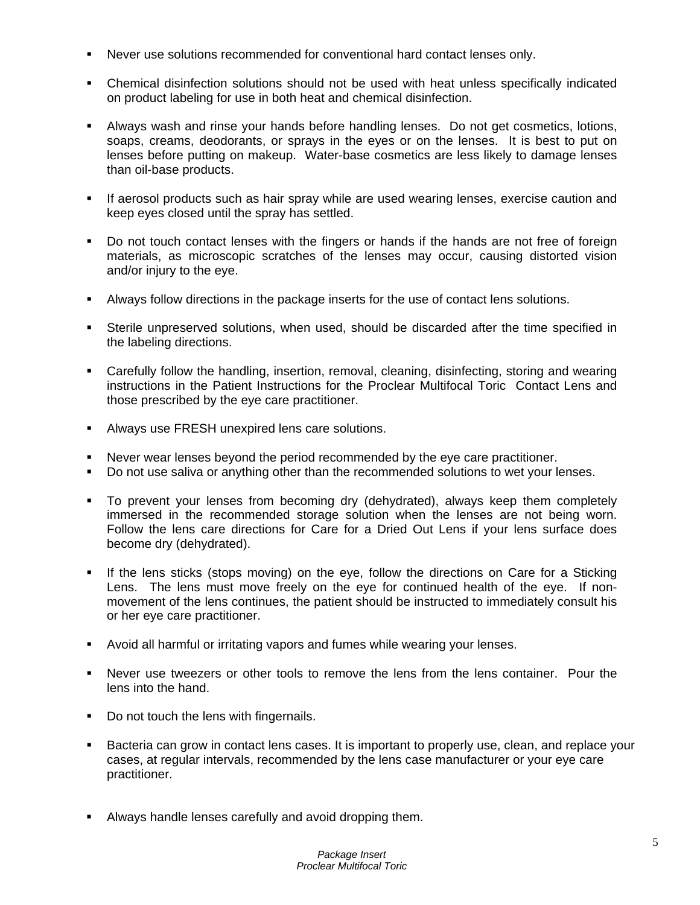- Never use solutions recommended for conventional hard contact lenses only.

- Chemical disinfection solutions should not be used with heat unless specifically indicated on product labeling for use in both heat and chemical disinfection.

- Always wash and rinse your hands before handling lenses. Do not get cosmetics, lotions, soaps, creams, deodorants, or sprays in the eyes or on the lenses. It is best to put on lenses before putting on makeup. Water-base cosmetics are less likely to damage lenses than oil-base products.

- If aerosol products such as hair spray while are used wearing lenses, exercise caution and keep eyes closed until the spray has settled.

- Do not touch contact lenses with the fingers or hands if the hands are not free of foreign materials, as microscopic scratches of the lenses may occur, causing distorted vision and/or injury to the eye.

- Always follow directions in the package inserts for the use of contact lens solutions.

- Sterile unpreserved solutions, when used, should be discarded after the time specified in the labeling directions.

- Carefully follow the handling, insertion, removal, cleaning, disinfecting, storing and wearing instructions in the Patient Instructions for the Proclear Multifocal Toric Contact Lens and those prescribed by the eye care practitioner.

- Always use FRESH unexpired lens care solutions.

- Never wear lenses beyond the period recommended by the eye care practitioner.
- Do not use saliva or anything other than the recommended solutions to wet your lenses.

- To prevent your lenses from becoming dry (dehydrated), always keep them completely immersed in the recommended storage solution when the lenses are not being worn. Follow the lens care directions for Care for a Dried Out Lens if your lens surface does become dry (dehydrated).

- If the lens sticks (stops moving) on the eye, follow the directions on Care for a Sticking Lens. The lens must move freely on the eye for continued health of the eye. If non-movement of the lens continues, the patient should be instructed to immediately consult his or her eye care practitioner.

- Avoid all harmful or irritating vapors and fumes while wearing your lenses.

- Never use tweezers or other tools to remove the lens from the lens container. Pour the lens into the hand.

- Do not touch the lens with fingernails.

- Bacteria can grow in contact lens cases. It is important to properly use, clean, and replace your cases, at regular intervals, recommended by the lens case manufacturer or your eye care practitioner.

- Always handle lenses carefully and avoid dropping them.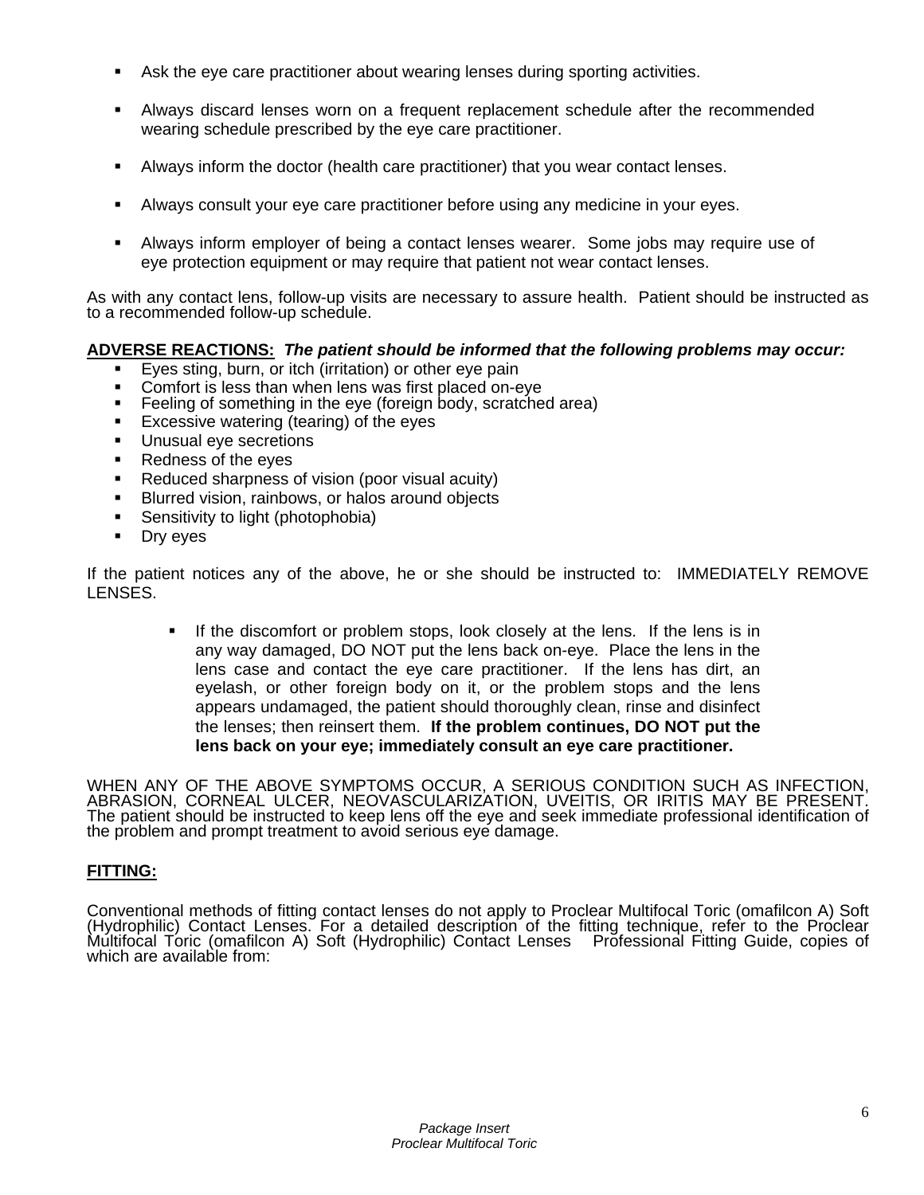- Ask the eye care practitioner about wearing lenses during sporting activities.

- Always discard lenses worn on a frequent replacement schedule after the recommended wearing schedule prescribed by the eye care practitioner.

- Always inform the doctor (health care practitioner) that you wear contact lenses.

- Always consult your eye care practitioner before using any medicine in your eyes.

- Always inform employer of being a contact lenses wearer. Some jobs may require use of eye protection equipment or may require that patient not wear contact lenses.

As with any contact lens, follow-up visits are necessary to assure health. Patient should be instructed as to a recommended follow-up schedule.

**ADVERSE REACTIONS:** ***The patient should be informed that the following problems may occur:***

- Eyes sting, burn, or itch (irritation) or other eye pain
- Comfort is less than when lens was first placed on-eye
- Feeling of something in the eye (foreign body, scratched area)
- Excessive watering (tearing) of the eyes
- Unusual eye secretions
- Redness of the eyes
- Reduced sharpness of vision (poor visual acuity)
- Blurred vision, rainbows, or halos around objects
- Sensitivity to light (photophobia)
- Dry eyes

If the patient notices any of the above, he or she should be instructed to: IMMEDIATELY REMOVE LENSES.

- If the discomfort or problem stops, look closely at the lens. If the lens is in any way damaged, DO NOT put the lens back on-eye. Place the lens in the lens case and contact the eye care practitioner. If the lens has dirt, an eyelash, or other foreign body on it, or the problem stops and the lens appears undamaged, the patient should thoroughly clean, rinse and disinfect the lenses; then reinsert them. **If the problem continues, DO NOT put the lens back on your eye; immediately consult an eye care practitioner.**

WHEN ANY OF THE ABOVE SYMPTOMS OCCUR, A SERIOUS CONDITION SUCH AS INFECTION, ABRASION, CORNEAL ULCER, NEOVASCULARIZATION, UVEITIS, OR IRITIS MAY BE PRESENT. The patient should be instructed to keep lens off the eye and seek immediate professional identification of the problem and prompt treatment to avoid serious eye damage.

**FITTING:**

Conventional methods of fitting contact lenses do not apply to Proclear Multifocal Toric (omafilcon A) Soft (Hydrophilic) Contact Lenses. For a detailed description of the fitting technique, refer to the Proclear Multifocal Toric (omafilcon A) Soft (Hydrophilic) Contact Lenses Professional Fitting Guide, copies of which are available from: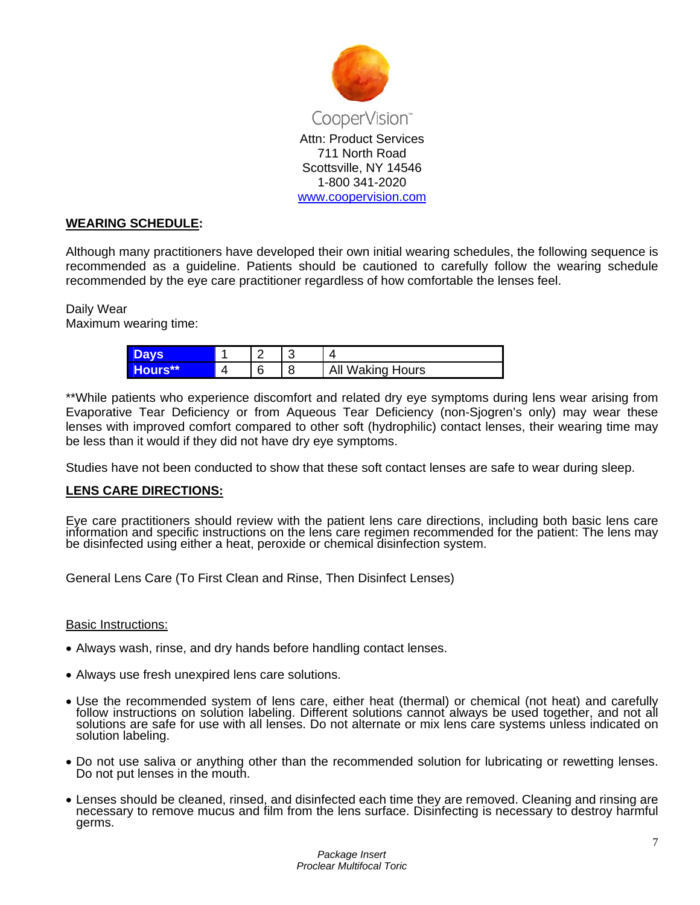CooperVision™
Attn: Product Services
711 North Road
Scottsville, NY 14546
1-800 341-2020
www.coopervision.com

## WEARING SCHEDULE:

Although many practitioners have developed their own initial wearing schedules, the following sequence is recommended as a guideline. Patients should be cautioned to carefully follow the wearing schedule recommended by the eye care practitioner regardless of how comfortable the lenses feel.

Daily Wear
Maximum wearing time:

| Days | 1 | 2 | 3 | 4 |
|---|---|---|---|---|
| Hours** | 4 | 6 | 8 | All Waking Hours |

**While patients who experience discomfort and related dry eye symptoms during lens wear arising from Evaporative Tear Deficiency or from Aqueous Tear Deficiency (non-Sjogren's only) may wear these lenses with improved comfort compared to other soft (hydrophilic) contact lenses, their wearing time may be less than it would if they did not have dry eye symptoms.

Studies have not been conducted to show that these soft contact lenses are safe to wear during sleep.

## LENS CARE DIRECTIONS:

Eye care practitioners should review with the patient lens care directions, including both basic lens care information and specific instructions on the lens care regimen recommended for the patient: The lens may be disinfected using either a heat, peroxide or chemical disinfection system.

General Lens Care (To First Clean and Rinse, Then Disinfect Lenses)

Basic Instructions:

- Always wash, rinse, and dry hands before handling contact lenses.
- Always use fresh unexpired lens care solutions.
- Use the recommended system of lens care, either heat (thermal) or chemical (not heat) and carefully follow instructions on solution labeling. Different solutions cannot always be used together, and not all solutions are safe for use with all lenses. Do not alternate or mix lens care systems unless indicated on solution labeling.
- Do not use saliva or anything other than the recommended solution for lubricating or rewetting lenses. Do not put lenses in the mouth.
- Lenses should be cleaned, rinsed, and disinfected each time they are removed. Cleaning and rinsing are necessary to remove mucus and film from the lens surface. Disinfecting is necessary to destroy harmful germs.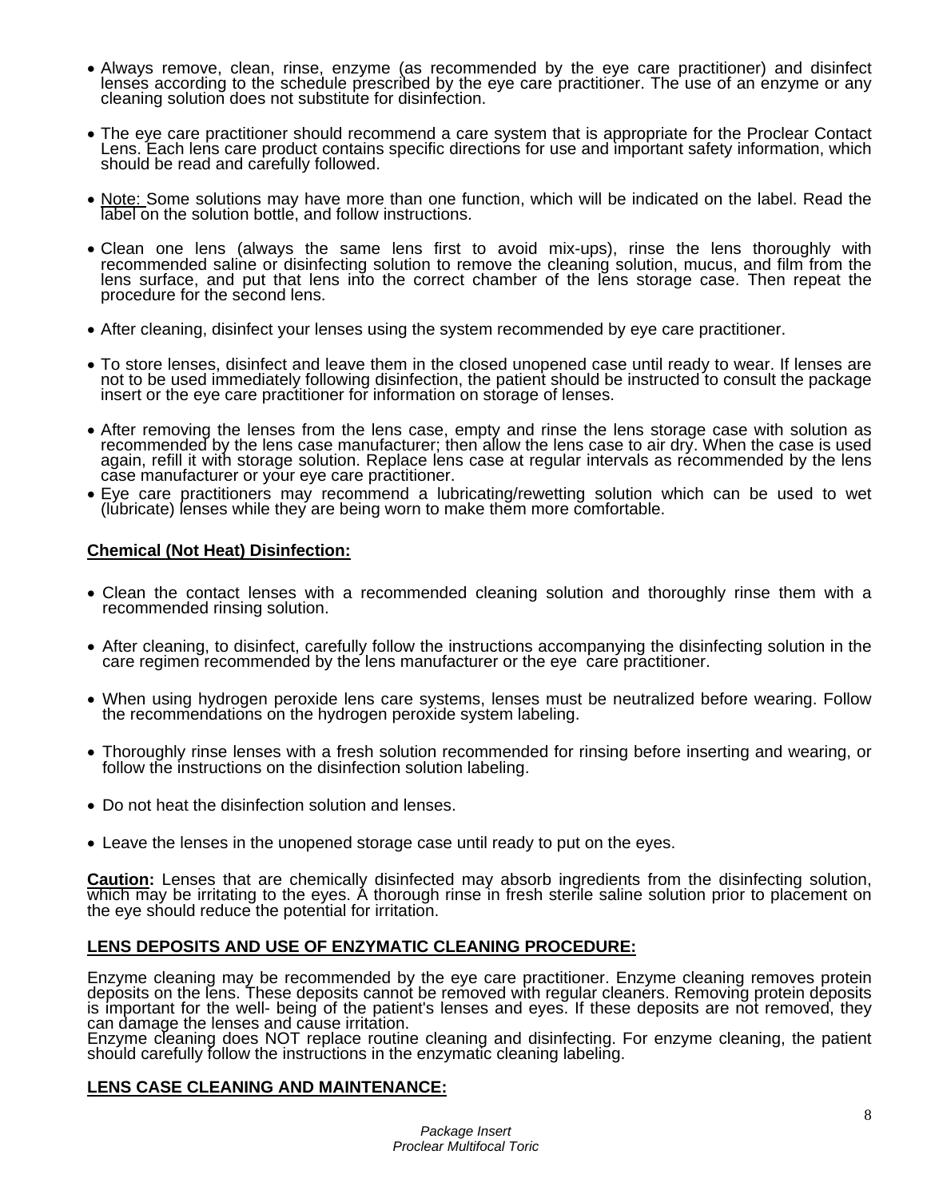- Always remove, clean, rinse, enzyme (as recommended by the eye care practitioner) and disinfect lenses according to the schedule prescribed by the eye care practitioner. The use of an enzyme or any cleaning solution does not substitute for disinfection.

- The eye care practitioner should recommend a care system that is appropriate for the Proclear Contact Lens. Each lens care product contains specific directions for use and important safety information, which should be read and carefully followed.

- <u>Note:</u> Some solutions may have more than one function, which will be indicated on the label. Read the label on the solution bottle, and follow instructions.

- Clean one lens (always the same lens first to avoid mix-ups), rinse the lens thoroughly with recommended saline or disinfecting solution to remove the cleaning solution, mucus, and film from the lens surface, and put that lens into the correct chamber of the lens storage case. Then repeat the procedure for the second lens.

- After cleaning, disinfect your lenses using the system recommended by eye care practitioner.

- To store lenses, disinfect and leave them in the closed unopened case until ready to wear. If lenses are not to be used immediately following disinfection, the patient should be instructed to consult the package insert or the eye care practitioner for information on storage of lenses.

- After removing the lenses from the lens case, empty and rinse the lens storage case with solution as recommended by the lens case manufacturer; then allow the lens case to air dry. When the case is used again, refill it with storage solution. Replace lens case at regular intervals as recommended by the lens case manufacturer or your eye care practitioner.
- Eye care practitioners may recommend a lubricating/rewetting solution which can be used to wet (lubricate) lenses while they are being worn to make them more comfortable.

**<u>Chemical (Not Heat) Disinfection:</u>**

- Clean the contact lenses with a recommended cleaning solution and thoroughly rinse them with a recommended rinsing solution.

- After cleaning, to disinfect, carefully follow the instructions accompanying the disinfecting solution in the care regimen recommended by the lens manufacturer or the eye care practitioner.

- When using hydrogen peroxide lens care systems, lenses must be neutralized before wearing. Follow the recommendations on the hydrogen peroxide system labeling.

- Thoroughly rinse lenses with a fresh solution recommended for rinsing before inserting and wearing, or follow the instructions on the disinfection solution labeling.

- Do not heat the disinfection solution and lenses.

- Leave the lenses in the unopened storage case until ready to put on the eyes.

**<u>Caution</u>:** Lenses that are chemically disinfected may absorb ingredients from the disinfecting solution, which may be irritating to the eyes. A thorough rinse in fresh sterile saline solution prior to placement on the eye should reduce the potential for irritation.

**<u>LENS DEPOSITS AND USE OF ENZYMATIC CLEANING PROCEDURE:</u>**

Enzyme cleaning may be recommended by the eye care practitioner. Enzyme cleaning removes protein deposits on the lens. These deposits cannot be removed with regular cleaners. Removing protein deposits is important for the well- being of the patient's lenses and eyes. If these deposits are not removed, they can damage the lenses and cause irritation.
Enzyme cleaning does NOT replace routine cleaning and disinfecting. For enzyme cleaning, the patient should carefully follow the instructions in the enzymatic cleaning labeling.

**<u>LENS CASE CLEANING AND MAINTENANCE:</u>**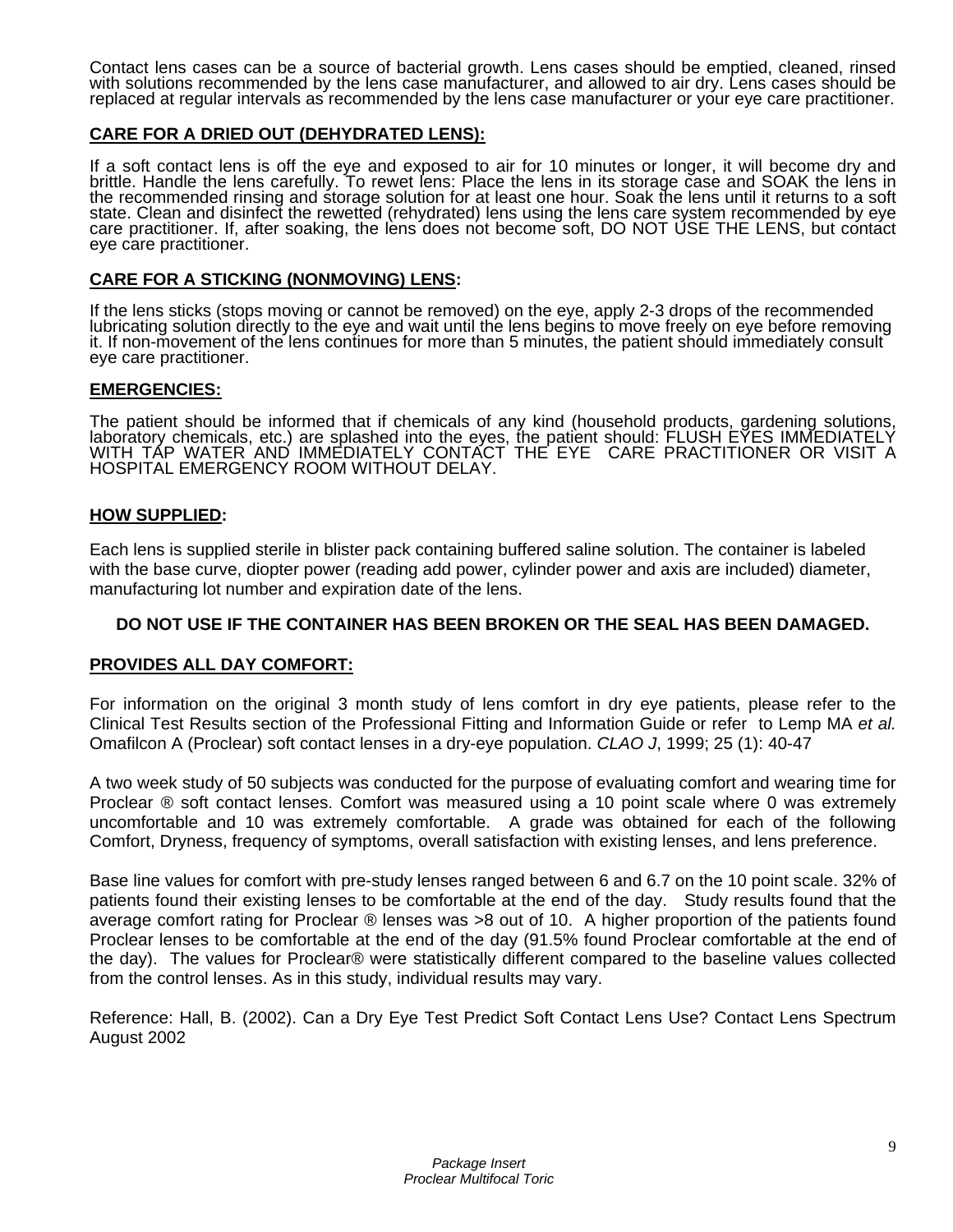Contact lens cases can be a source of bacterial growth. Lens cases should be emptied, cleaned, rinsed with solutions recommended by the lens case manufacturer, and allowed to air dry. Lens cases should be replaced at regular intervals as recommended by the lens case manufacturer or your eye care practitioner.

**CARE FOR A DRIED OUT (DEHYDRATED LENS):**

If a soft contact lens is off the eye and exposed to air for 10 minutes or longer, it will become dry and brittle. Handle the lens carefully. To rewet lens: Place the lens in its storage case and SOAK the lens in the recommended rinsing and storage solution for at least one hour. Soak the lens until it returns to a soft state. Clean and disinfect the rewetted (rehydrated) lens using the lens care system recommended by eye care practitioner. If, after soaking, the lens does not become soft, DO NOT USE THE LENS, but contact eye care practitioner.

**CARE FOR A STICKING (NONMOVING) LENS:**

If the lens sticks (stops moving or cannot be removed) on the eye, apply 2-3 drops of the recommended lubricating solution directly to the eye and wait until the lens begins to move freely on eye before removing it. If non-movement of the lens continues for more than 5 minutes, the patient should immediately consult eye care practitioner.

**EMERGENCIES:**

The patient should be informed that if chemicals of any kind (household products, gardening solutions, laboratory chemicals, etc.) are splashed into the eyes, the patient should: FLUSH EYES IMMEDIATELY WITH TAP WATER AND IMMEDIATELY CONTACT THE EYE CARE PRACTITIONER OR VISIT A HOSPITAL EMERGENCY ROOM WITHOUT DELAY.

**HOW SUPPLIED:**

Each lens is supplied sterile in blister pack containing buffered saline solution. The container is labeled with the base curve, diopter power (reading add power, cylinder power and axis are included) diameter, manufacturing lot number and expiration date of the lens.

**DO NOT USE IF THE CONTAINER HAS BEEN BROKEN OR THE SEAL HAS BEEN DAMAGED.**

**PROVIDES ALL DAY COMFORT:**

For information on the original 3 month study of lens comfort in dry eye patients, please refer to the Clinical Test Results section of the Professional Fitting and Information Guide or refer to Lemp MA *et al.* Omafilcon A (Proclear) soft contact lenses in a dry-eye population. *CLAO J*, 1999; 25 (1): 40-47

A two week study of 50 subjects was conducted for the purpose of evaluating comfort and wearing time for Proclear ® soft contact lenses. Comfort was measured using a 10 point scale where 0 was extremely uncomfortable and 10 was extremely comfortable. A grade was obtained for each of the following Comfort, Dryness, frequency of symptoms, overall satisfaction with existing lenses, and lens preference.

Base line values for comfort with pre-study lenses ranged between 6 and 6.7 on the 10 point scale. 32% of patients found their existing lenses to be comfortable at the end of the day. Study results found that the average comfort rating for Proclear ® lenses was >8 out of 10. A higher proportion of the patients found Proclear lenses to be comfortable at the end of the day (91.5% found Proclear comfortable at the end of the day). The values for Proclear® were statistically different compared to the baseline values collected from the control lenses. As in this study, individual results may vary.

Reference: Hall, B. (2002). Can a Dry Eye Test Predict Soft Contact Lens Use? Contact Lens Spectrum August 2002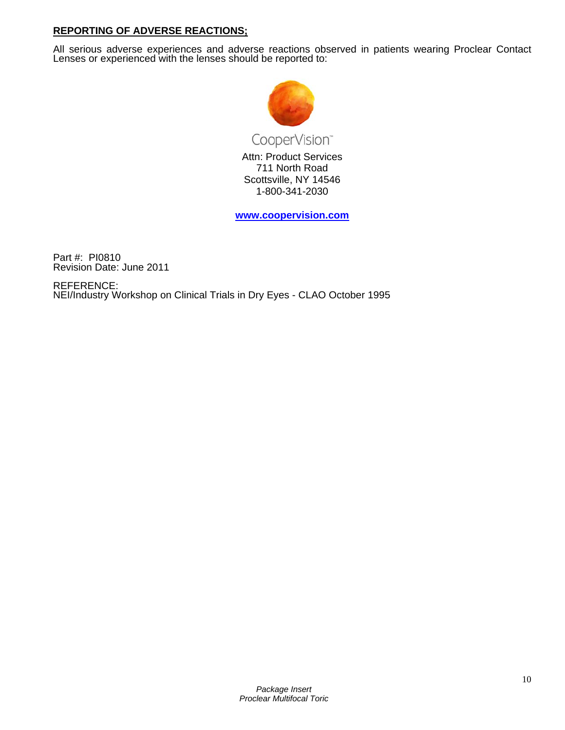**REPORTING OF ADVERSE REACTIONS;**

All serious adverse experiences and adverse reactions observed in patients wearing Proclear Contact Lenses or experienced with the lenses should be reported to:

CooperVision™

Attn: Product Services
711 North Road
Scottsville, NY 14546
1-800-341-2030

**www.coopervision.com**

Part #: PI0810
Revision Date: June 2011

REFERENCE:
NEI/Industry Workshop on Clinical Trials in Dry Eyes - CLAO October 1995